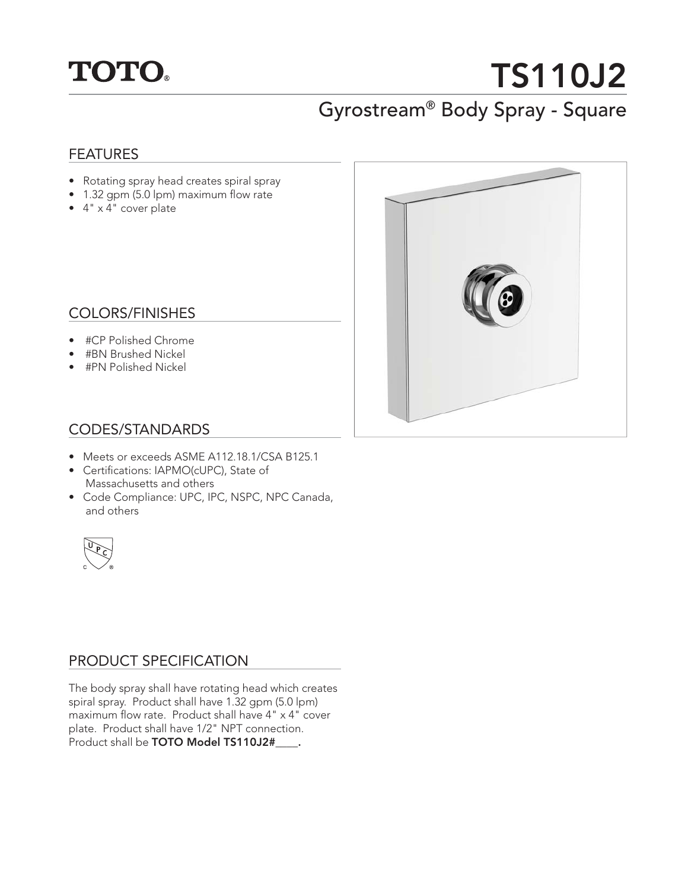TOTO®

# TS110J2

## Gyrostream® Body Spray - Square

### FEATURES

- Rotating spray head creates spiral spray
- 1.32 gpm (5.0 lpm) maximum flow rate
- 4" x 4" cover plate

### COLORS/FINISHES

- #CP Polished Chrome
- #BN Brushed Nickel
- #PN Polished Nickel

### CODES/STANDARDS

- Meets or exceeds ASME A112.18.1/CSA B125.1
- Certifications: IAPMO(cUPC), State of Massachusetts and others
- Code Compliance: UPC, IPC, NSPC, NPC Canada, and others

### PRODUCT SPECIFICATION

The body spray shall have rotating head which creates spiral spray. Product shall have 1.32 gpm (5.0 lpm) maximum flow rate. Product shall have 4" x 4" cover plate. Product shall have 1/2" NPT connection. Product shall be **TOTO Model TS110J2#____.**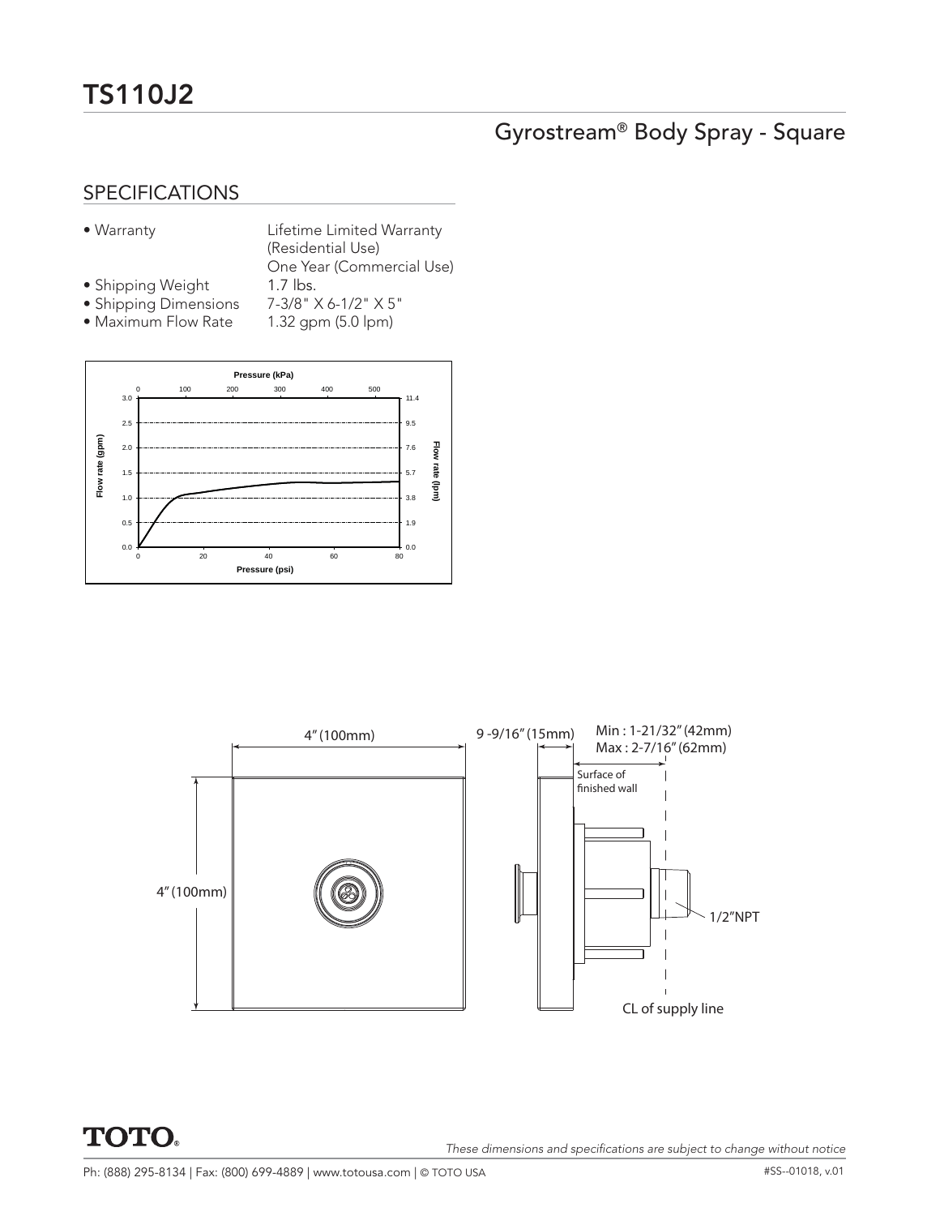# TS110J2

## Gyrostream® Body Spray - Square

### SPECIFICATIONS

- Warranty — Lifetime Limited Warranty (Residential Use) One Year (Commercial Use)
- Shipping Weight — 1.7 lbs.
- Shipping Dimensions — 7-3/8" X 6-1/2" X 5"
- Maximum Flow Rate — 1.32 gpm (5.0 lpm)

Pressure (kPa)
0 100 200 300 400 500
Flow rate (gpm)
3.0 2.5 2.0 1.5 1.0 0.5 0.0
Flow rate (lpm)
11.4 9.5 7.6 5.7 3.8 1.9 0.0
0 20 40 60 80
Pressure (psi)

4" (100mm)
4" (100mm)
9 -9/16" (15mm)
Min : 1-21/32" (42mm)
Max : 2-7/16" (62mm)
Surface of finished wall
1/2"NPT
CL of supply line

*These dimensions and specifications are subject to change without notice*

Ph: (888) 295-8134 | Fax: (800) 699-4889 | www.totousa.com | © TOTO USA

#SS--01018, v.01